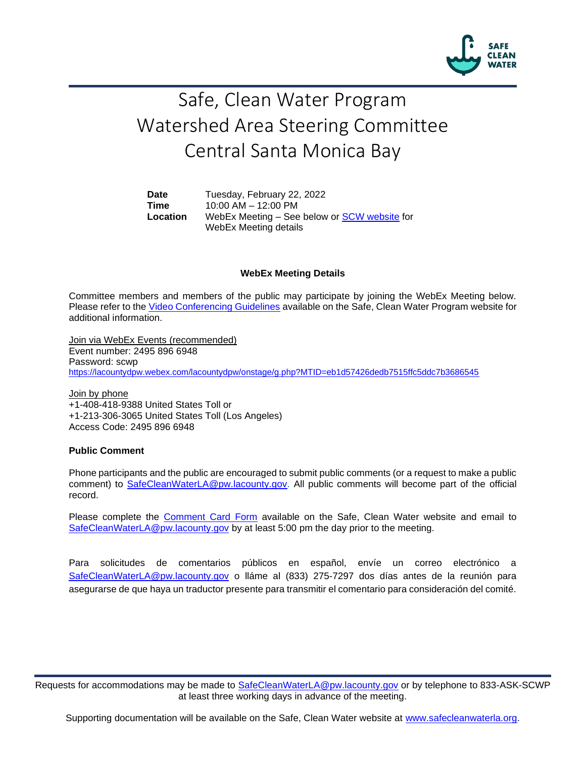# Safe, Clean Water Program
# Watershed Area Steering Committee
# Central Santa Monica Bay

| | |
|---|---|
| **Date** | Tuesday, February 22, 2022 |
| **Time** | 10:00 AM – 12:00 PM |
| **Location** | WebEx Meeting – See below or SCW website for WebEx Meeting details |

### WebEx Meeting Details

Committee members and members of the public may participate by joining the WebEx Meeting below. Please refer to the Video Conferencing Guidelines available on the Safe, Clean Water Program website for additional information.

Join via WebEx Events (recommended)
Event number: 2495 896 6948
Password: scwp
https://lacountydpw.webex.com/lacountydpw/onstage/g.php?MTID=eb1d57426dedb7515ffc5ddc7b3686545

Join by phone
+1-408-418-9388 United States Toll or
+1-213-306-3065 United States Toll (Los Angeles)
Access Code: 2495 896 6948

**Public Comment**

Phone participants and the public are encouraged to submit public comments (or a request to make a public comment) to SafeCleanWaterLA@pw.lacounty.gov. All public comments will become part of the official record.

Please complete the Comment Card Form available on the Safe, Clean Water website and email to SafeCleanWaterLA@pw.lacounty.gov by at least 5:00 pm the day prior to the meeting.

Para solicitudes de comentarios públicos en español, envíe un correo electrónico a SafeCleanWaterLA@pw.lacounty.gov o lláme al (833) 275-7297 dos días antes de la reunión para asegurarse de que haya un traductor presente para transmitir el comentario para consideración del comité.

Requests for accommodations may be made to SafeCleanWaterLA@pw.lacounty.gov or by telephone to 833-ASK-SCWP at least three working days in advance of the meeting.

Supporting documentation will be available on the Safe, Clean Water website at www.safecleanwaterla.org.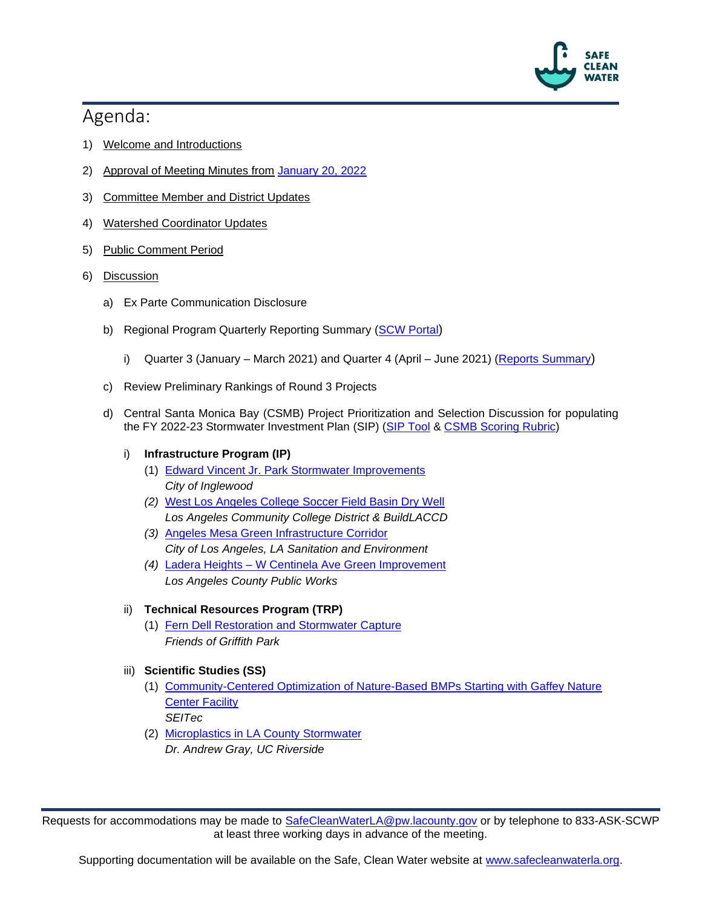# Agenda:

1) Welcome and Introductions
2) Approval of Meeting Minutes from January 20, 2022
3) Committee Member and District Updates
4) Watershed Coordinator Updates
5) Public Comment Period
6) Discussion
   a) Ex Parte Communication Disclosure
   b) Regional Program Quarterly Reporting Summary (SCW Portal)
      i) Quarter 3 (January – March 2021) and Quarter 4 (April – June 2021) (Reports Summary)
   c) Review Preliminary Rankings of Round 3 Projects
   d) Central Santa Monica Bay (CSMB) Project Prioritization and Selection Discussion for populating the FY 2022-23 Stormwater Investment Plan (SIP) (SIP Tool & CSMB Scoring Rubric)
      i) **Infrastructure Program (IP)**
         (1) Edward Vincent Jr. Park Stormwater Improvements
         *City of Inglewood*
         (2) West Los Angeles College Soccer Field Basin Dry Well
         *Los Angeles Community College District & BuildLACCD*
         (3) Angeles Mesa Green Infrastructure Corridor
         *City of Los Angeles, LA Sanitation and Environment*
         (4) Ladera Heights – W Centinela Ave Green Improvement
         *Los Angeles County Public Works*
      ii) **Technical Resources Program (TRP)**
         (1) Fern Dell Restoration and Stormwater Capture
         *Friends of Griffith Park*
      iii) **Scientific Studies (SS)**
         (1) Community-Centered Optimization of Nature-Based BMPs Starting with Gaffey Nature Center Facility
         *SEITec*
         (2) Microplastics in LA County Stormwater
         *Dr. Andrew Gray, UC Riverside*

Requests for accommodations may be made to SafeCleanWaterLA@pw.lacounty.gov or by telephone to 833-ASK-SCWP at least three working days in advance of the meeting.

Supporting documentation will be available on the Safe, Clean Water website at www.safecleanwaterla.org.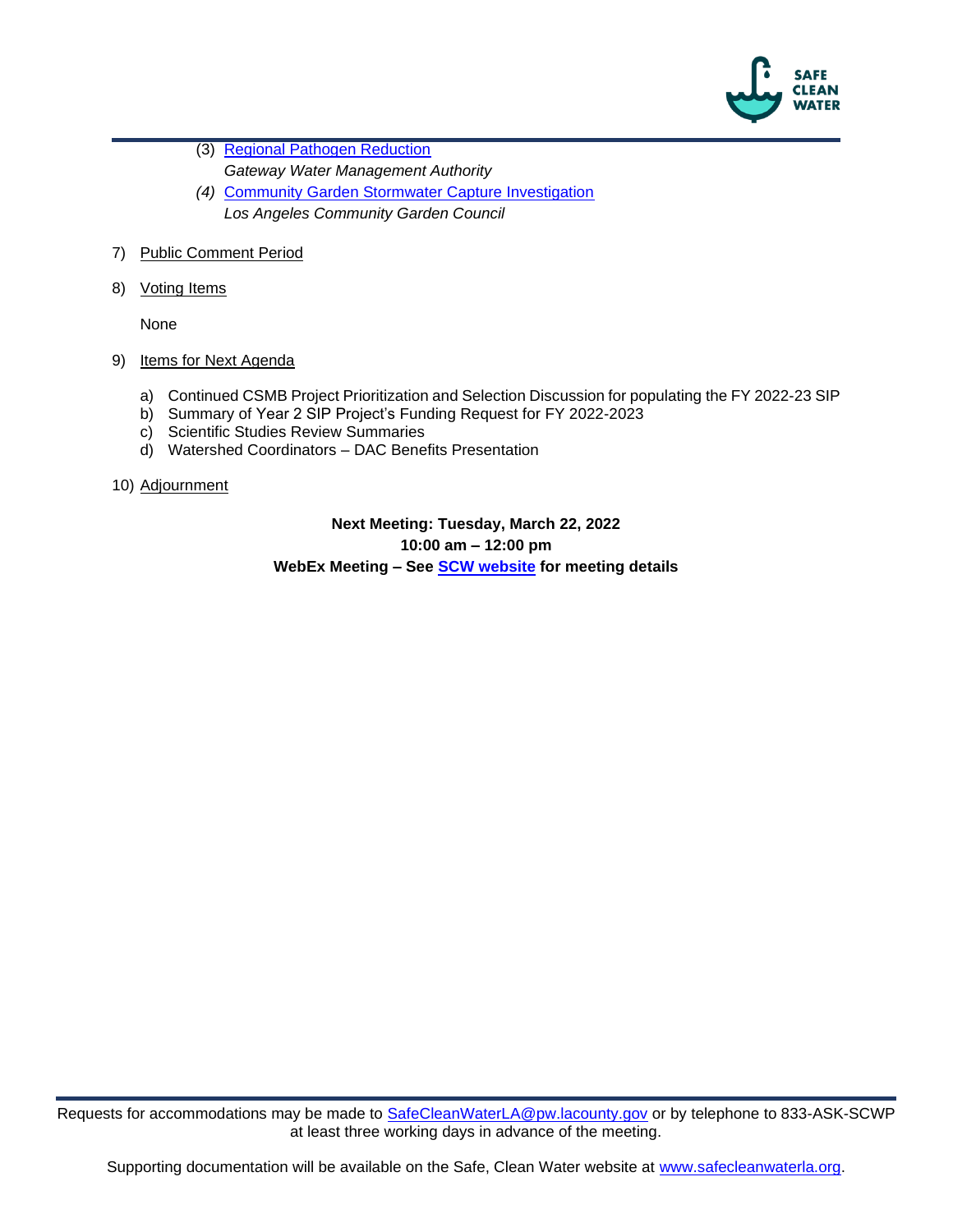(3) Regional Pathogen Reduction
*Gateway Water Management Authority*

*(4)* Community Garden Stormwater Capture Investigation
*Los Angeles Community Garden Council*

7) Public Comment Period

8) Voting Items

None

9) Items for Next Agenda

a) Continued CSMB Project Prioritization and Selection Discussion for populating the FY 2022-23 SIP
b) Summary of Year 2 SIP Project's Funding Request for FY 2022-2023
c) Scientific Studies Review Summaries
d) Watershed Coordinators – DAC Benefits Presentation

10) Adjournment

**Next Meeting: Tuesday, March 22, 2022**
**10:00 am – 12:00 pm**
**WebEx Meeting – See SCW website for meeting details**

Requests for accommodations may be made to SafeCleanWaterLA@pw.lacounty.gov or by telephone to 833-ASK-SCWP at least three working days in advance of the meeting.

Supporting documentation will be available on the Safe, Clean Water website at www.safecleanwaterla.org.